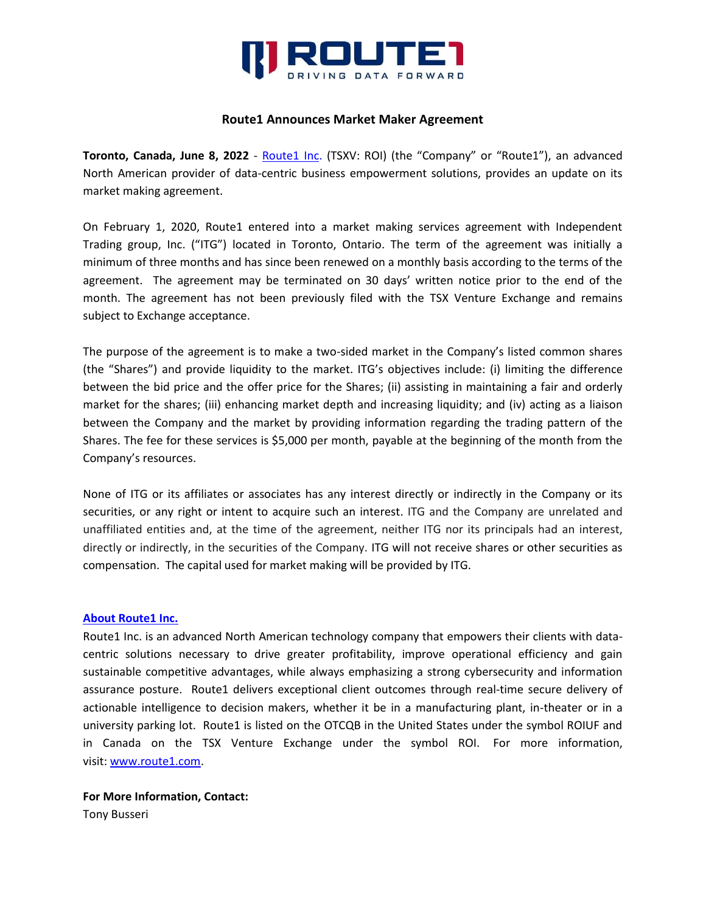# Route1 Announces Market Maker Agreement

**Toronto, Canada, June 8, 2022** - Route1 Inc. (TSXV: ROI) (the "Company" or "Route1"), an advanced North American provider of data-centric business empowerment solutions, provides an update on its market making agreement.

On February 1, 2020, Route1 entered into a market making services agreement with Independent Trading group, Inc. ("ITG") located in Toronto, Ontario. The term of the agreement was initially a minimum of three months and has since been renewed on a monthly basis according to the terms of the agreement. The agreement may be terminated on 30 days' written notice prior to the end of the month. The agreement has not been previously filed with the TSX Venture Exchange and remains subject to Exchange acceptance.

The purpose of the agreement is to make a two-sided market in the Company's listed common shares (the "Shares") and provide liquidity to the market. ITG's objectives include: (i) limiting the difference between the bid price and the offer price for the Shares; (ii) assisting in maintaining a fair and orderly market for the shares; (iii) enhancing market depth and increasing liquidity; and (iv) acting as a liaison between the Company and the market by providing information regarding the trading pattern of the Shares. The fee for these services is $5,000 per month, payable at the beginning of the month from the Company's resources.

None of ITG or its affiliates or associates has any interest directly or indirectly in the Company or its securities, or any right or intent to acquire such an interest. ITG and the Company are unrelated and unaffiliated entities and, at the time of the agreement, neither ITG nor its principals had an interest, directly or indirectly, in the securities of the Company. ITG will not receive shares or other securities as compensation. The capital used for market making will be provided by ITG.

**About Route1 Inc.**

Route1 Inc. is an advanced North American technology company that empowers their clients with data-centric solutions necessary to drive greater profitability, improve operational efficiency and gain sustainable competitive advantages, while always emphasizing a strong cybersecurity and information assurance posture. Route1 delivers exceptional client outcomes through real-time secure delivery of actionable intelligence to decision makers, whether it be in a manufacturing plant, in-theater or in a university parking lot. Route1 is listed on the OTCQB in the United States under the symbol ROIUF and in Canada on the TSX Venture Exchange under the symbol ROI. For more information, visit: www.route1.com.

**For More Information, Contact:**

Tony Busseri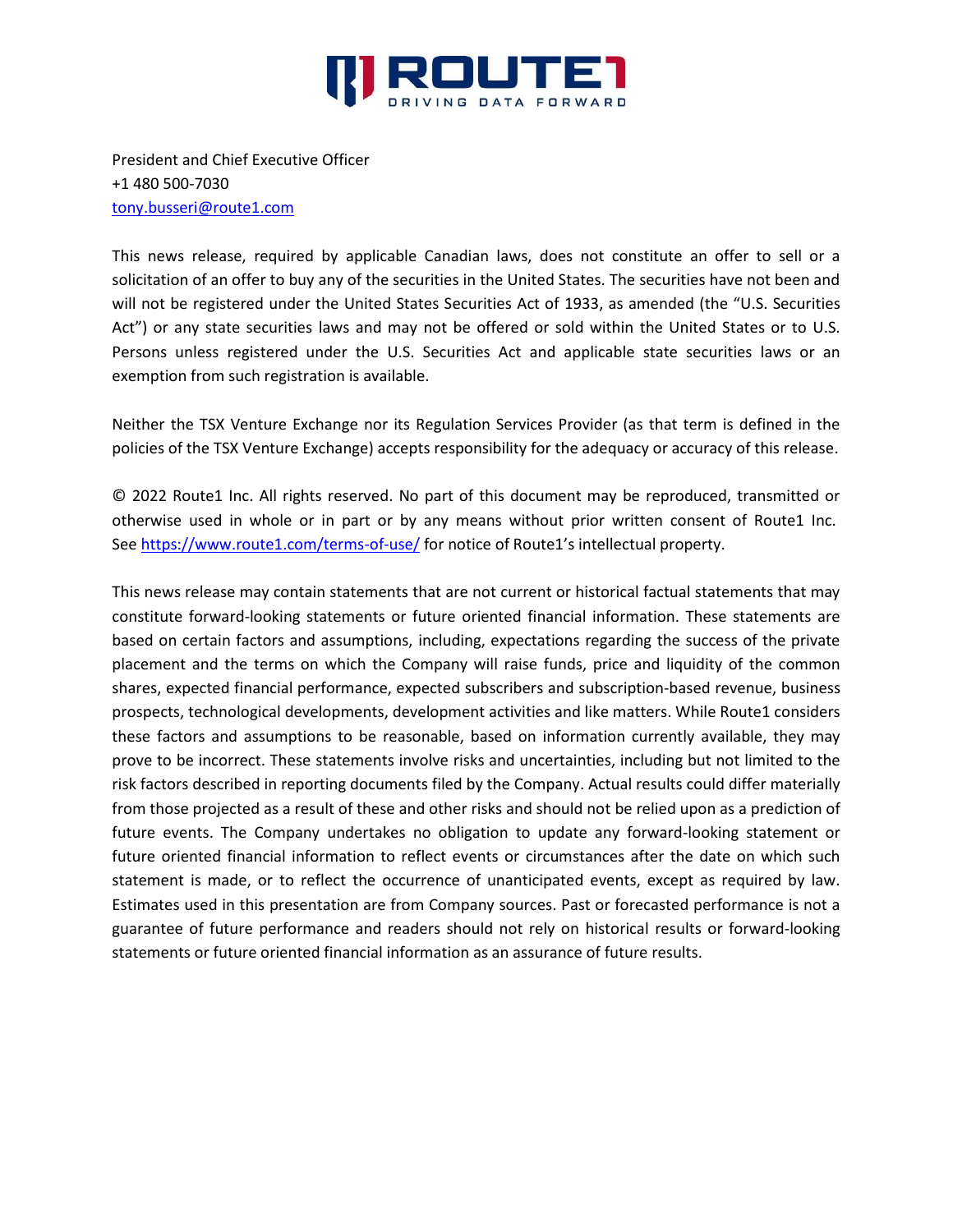President and Chief Executive Officer
+1 480 500-7030
tony.busseri@route1.com

This news release, required by applicable Canadian laws, does not constitute an offer to sell or a solicitation of an offer to buy any of the securities in the United States. The securities have not been and will not be registered under the United States Securities Act of 1933, as amended (the "U.S. Securities Act") or any state securities laws and may not be offered or sold within the United States or to U.S. Persons unless registered under the U.S. Securities Act and applicable state securities laws or an exemption from such registration is available.

Neither the TSX Venture Exchange nor its Regulation Services Provider (as that term is defined in the policies of the TSX Venture Exchange) accepts responsibility for the adequacy or accuracy of this release.

© 2022 Route1 Inc. All rights reserved. No part of this document may be reproduced, transmitted or otherwise used in whole or in part or by any means without prior written consent of Route1 Inc. See https://www.route1.com/terms-of-use/ for notice of Route1's intellectual property.

This news release may contain statements that are not current or historical factual statements that may constitute forward-looking statements or future oriented financial information. These statements are based on certain factors and assumptions, including, expectations regarding the success of the private placement and the terms on which the Company will raise funds, price and liquidity of the common shares, expected financial performance, expected subscribers and subscription-based revenue, business prospects, technological developments, development activities and like matters. While Route1 considers these factors and assumptions to be reasonable, based on information currently available, they may prove to be incorrect. These statements involve risks and uncertainties, including but not limited to the risk factors described in reporting documents filed by the Company. Actual results could differ materially from those projected as a result of these and other risks and should not be relied upon as a prediction of future events. The Company undertakes no obligation to update any forward-looking statement or future oriented financial information to reflect events or circumstances after the date on which such statement is made, or to reflect the occurrence of unanticipated events, except as required by law. Estimates used in this presentation are from Company sources. Past or forecasted performance is not a guarantee of future performance and readers should not rely on historical results or forward-looking statements or future oriented financial information as an assurance of future results.